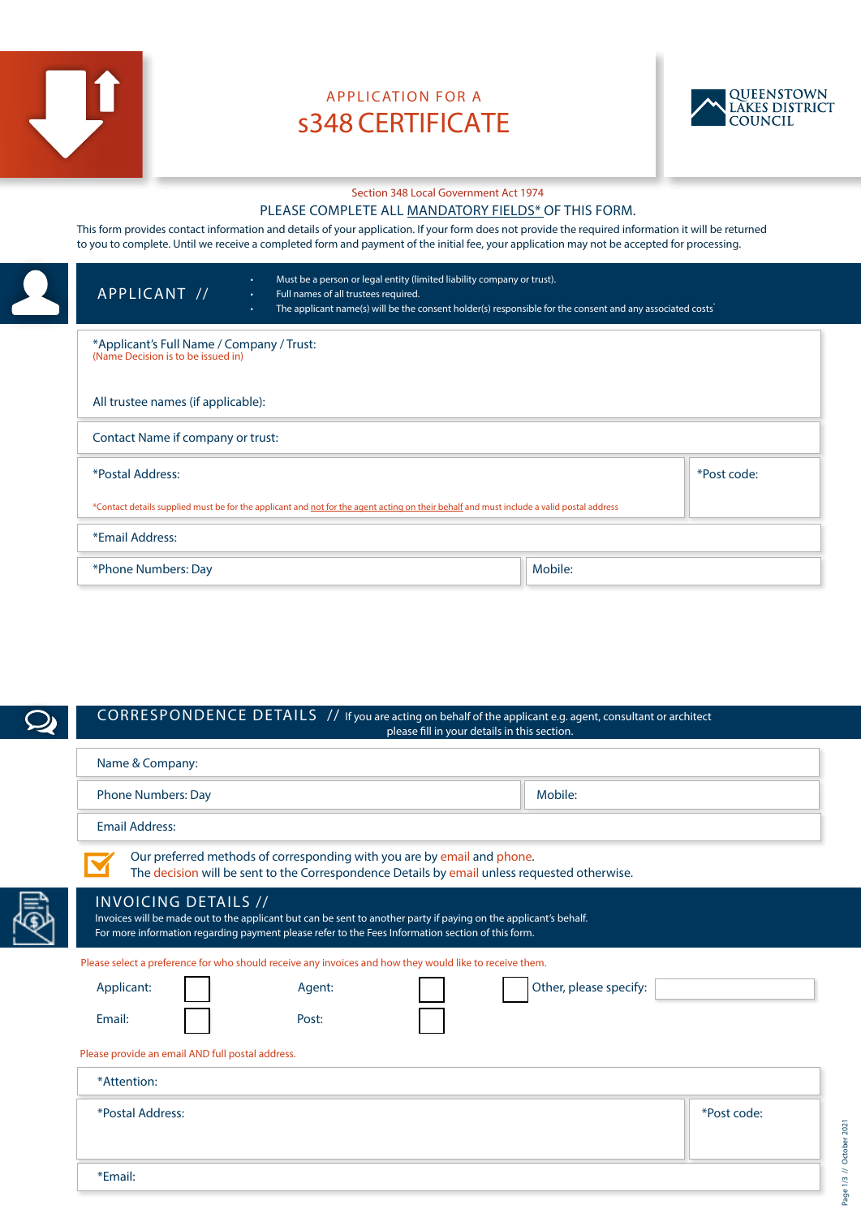QUEENSTOWN LAKES DISTRICT COUNCIL

# APPLICATION FOR A s348 CERTIFICATE

Section 348 Local Government Act 1974

PLEASE COMPLETE ALL MANDATORY FIELDS* OF THIS FORM.

This form provides contact information and details of your application. If your form does not provide the required information it will be returned to you to complete. Until we receive a completed form and payment of the initial fee, your application may not be accepted for processing.

## APPLICANT //

- Must be a person or legal entity (limited liability company or trust).
- Full names of all trustees required.
- The applicant name(s) will be the consent holder(s) responsible for the consent and any associated costs

*Applicant's Full Name / Company / Trust:
(Name Decision is to be issued in)

All trustee names (if applicable):

Contact Name if company or trust:

*Postal Address:

*Post code:

*Contact details supplied must be for the applicant and not for the agent acting on their behalf and must include a valid postal address

*Email Address:

*Phone Numbers: Day

Mobile:

## CORRESPONDENCE DETAILS //

If you are acting on behalf of the applicant e.g. agent, consultant or architect please fill in your details in this section.

Name & Company:

Phone Numbers: Day

Mobile:

Email Address:

☑ Our preferred methods of corresponding with you are by email and phone.
The decision will be sent to the Correspondence Details by email unless requested otherwise.

## INVOICING DETAILS //

Invoices will be made out to the applicant but can be sent to another party if paying on the applicant's behalf.
For more information regarding payment please refer to the Fees Information section of this form.

Please select a preference for who should receive any invoices and how they would like to receive them.

Applicant: ☐ Agent: ☐ ☐ Other, please specify:

Email: ☐ Post: ☐

Please provide an email AND full postal address.

*Attention:

*Postal Address:

*Post code:

*Email: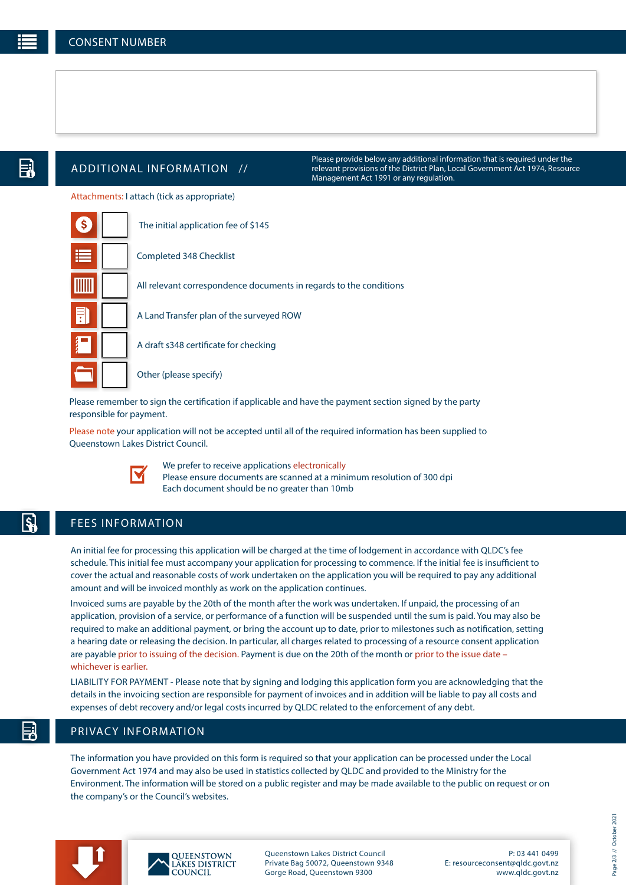## CONSENT NUMBER

## ADDITIONAL INFORMATION //

Please provide below any additional information that is required under the relevant provisions of the District Plan, Local Government Act 1974, Resource Management Act 1991 or any regulation.

Attachments: I attach (tick as appropriate)

- [ ] The initial application fee of $145
- [ ] Completed 348 Checklist
- [ ] All relevant correspondence documents in regards to the conditions
- [ ] A Land Transfer plan of the surveyed ROW
- [ ] A draft s348 certificate for checking
- [ ] Other (please specify)

Please remember to sign the certification if applicable and have the payment section signed by the party responsible for payment.

Please note your application will not be accepted until all of the required information has been supplied to Queenstown Lakes District Council.

We prefer to receive applications electronically
Please ensure documents are scanned at a minimum resolution of 300 dpi
Each document should be no greater than 10mb

## FEES INFORMATION

An initial fee for processing this application will be charged at the time of lodgement in accordance with QLDC's fee schedule. This initial fee must accompany your application for processing to commence. If the initial fee is insufficient to cover the actual and reasonable costs of work undertaken on the application you will be required to pay any additional amount and will be invoiced monthly as work on the application continues.

Invoiced sums are payable by the 20th of the month after the work was undertaken. If unpaid, the processing of an application, provision of a service, or performance of a function will be suspended until the sum is paid. You may also be required to make an additional payment, or bring the account up to date, prior to milestones such as notification, setting a hearing date or releasing the decision. In particular, all charges related to processing of a resource consent application are payable prior to issuing of the decision. Payment is due on the 20th of the month or prior to the issue date – whichever is earlier.

LIABILITY FOR PAYMENT - Please note that by signing and lodging this application form you are acknowledging that the details in the invoicing section are responsible for payment of invoices and in addition will be liable to pay all costs and expenses of debt recovery and/or legal costs incurred by QLDC related to the enforcement of any debt.

## PRIVACY INFORMATION

The information you have provided on this form is required so that your application can be processed under the Local Government Act 1974 and may also be used in statistics collected by QLDC and provided to the Ministry for the Environment. The information will be stored on a public register and may be made available to the public on request or on the company's or the Council's websites.

QUEENSTOWN LAKES DISTRICT COUNCIL

Queenstown Lakes District Council
Private Bag 50072, Queenstown 9348
Gorge Road, Queenstown 9300

P: 03 441 0499
E: resourceconsent@qldc.govt.nz
www.qldc.govt.nz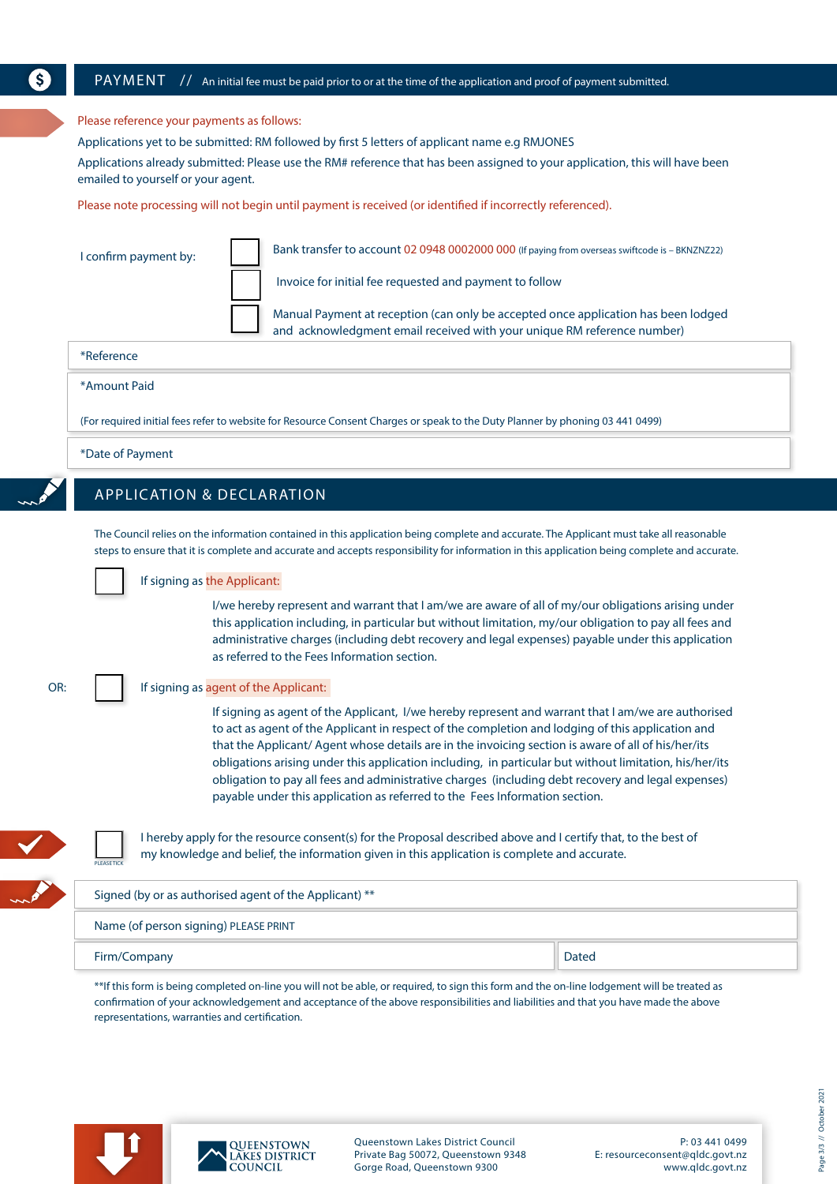## PAYMENT // An initial fee must be paid prior to or at the time of the application and proof of payment submitted.

Please reference your payments as follows:

Applications yet to be submitted: RM followed by first 5 letters of applicant name e.g RMJONES

Applications already submitted: Please use the RM# reference that has been assigned to your application, this will have been emailed to yourself or your agent.

Please note processing will not begin until payment is received (or identified if incorrectly referenced).

I confirm payment by:

- ☐ Bank transfer to account 02 0948 0002000 000 (If paying from overseas swiftcode is – BKNZNZ22)
- ☐ Invoice for initial fee requested and payment to follow
- ☐ Manual Payment at reception (can only be accepted once application has been lodged and acknowledgment email received with your unique RM reference number)

*Reference

*Amount Paid

(For required initial fees refer to website for Resource Consent Charges or speak to the Duty Planner by phoning 03 441 0499)

*Date of Payment

## APPLICATION & DECLARATION

The Council relies on the information contained in this application being complete and accurate. The Applicant must take all reasonable steps to ensure that it is complete and accurate and accepts responsibility for information in this application being complete and accurate.

☐ If signing as the Applicant:

I/we hereby represent and warrant that I am/we are aware of all of my/our obligations arising under this application including, in particular but without limitation, my/our obligation to pay all fees and administrative charges (including debt recovery and legal expenses) payable under this application as referred to the Fees Information section.

OR: ☐ If signing as agent of the Applicant:

If signing as agent of the Applicant, I/we hereby represent and warrant that I am/we are authorised to act as agent of the Applicant in respect of the completion and lodging of this application and that the Applicant/ Agent whose details are in the invoicing section is aware of all of his/her/its obligations arising under this application including, in particular but without limitation, his/her/its obligation to pay all fees and administrative charges (including debt recovery and legal expenses) payable under this application as referred to the Fees Information section.

☐ PLEASE TICK — I hereby apply for the resource consent(s) for the Proposal described above and I certify that, to the best of my knowledge and belief, the information given in this application is complete and accurate.

Signed (by or as authorised agent of the Applicant) **

Name (of person signing) PLEASE PRINT

Firm/Company | Dated

**If this form is being completed on-line you will not be able, or required, to sign this form and the on-line lodgement will be treated as confirmation of your acknowledgement and acceptance of the above responsibilities and liabilities and that you have made the above representations, warranties and certification.

QUEENSTOWN LAKES DISTRICT COUNCIL

Queenstown Lakes District Council
Private Bag 50072, Queenstown 9348
Gorge Road, Queenstown 9300

P: 03 441 0499
E: resourceconsent@qldc.govt.nz
www.qldc.govt.nz